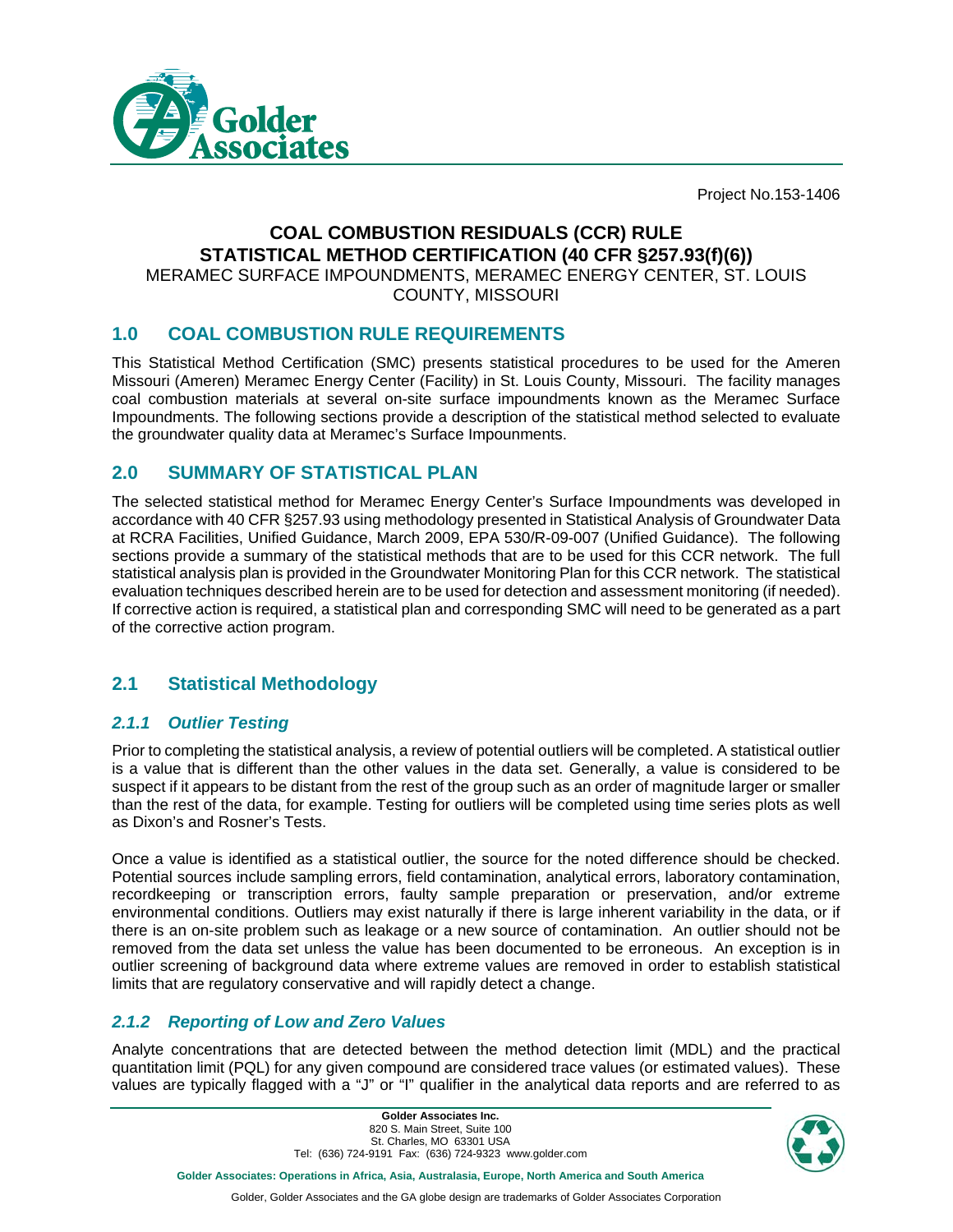Project No.153-1406

# COAL COMBUSTION RESIDUALS (CCR) RULE STATISTICAL METHOD CERTIFICATION (40 CFR §257.93(f)(6))

MERAMEC SURFACE IMPOUNDMENTS, MERAMEC ENERGY CENTER, ST. LOUIS COUNTY, MISSOURI

## 1.0 COAL COMBUSTION RULE REQUIREMENTS

This Statistical Method Certification (SMC) presents statistical procedures to be used for the Ameren Missouri (Ameren) Meramec Energy Center (Facility) in St. Louis County, Missouri. The facility manages coal combustion materials at several on-site surface impoundments known as the Meramec Surface Impoundments. The following sections provide a description of the statistical method selected to evaluate the groundwater quality data at Meramec's Surface Impounments.

## 2.0 SUMMARY OF STATISTICAL PLAN

The selected statistical method for Meramec Energy Center's Surface Impoundments was developed in accordance with 40 CFR §257.93 using methodology presented in Statistical Analysis of Groundwater Data at RCRA Facilities, Unified Guidance, March 2009, EPA 530/R-09-007 (Unified Guidance). The following sections provide a summary of the statistical methods that are to be used for this CCR network. The full statistical analysis plan is provided in the Groundwater Monitoring Plan for this CCR network. The statistical evaluation techniques described herein are to be used for detection and assessment monitoring (if needed). If corrective action is required, a statistical plan and corresponding SMC will need to be generated as a part of the corrective action program.

## 2.1 Statistical Methodology

### *2.1.1 Outlier Testing*

Prior to completing the statistical analysis, a review of potential outliers will be completed. A statistical outlier is a value that is different than the other values in the data set. Generally, a value is considered to be suspect if it appears to be distant from the rest of the group such as an order of magnitude larger or smaller than the rest of the data, for example. Testing for outliers will be completed using time series plots as well as Dixon's and Rosner's Tests.

Once a value is identified as a statistical outlier, the source for the noted difference should be checked. Potential sources include sampling errors, field contamination, analytical errors, laboratory contamination, recordkeeping or transcription errors, faulty sample preparation or preservation, and/or extreme environmental conditions. Outliers may exist naturally if there is large inherent variability in the data, or if there is an on-site problem such as leakage or a new source of contamination. An outlier should not be removed from the data set unless the value has been documented to be erroneous. An exception is in outlier screening of background data where extreme values are removed in order to establish statistical limits that are regulatory conservative and will rapidly detect a change.

### *2.1.2 Reporting of Low and Zero Values*

Analyte concentrations that are detected between the method detection limit (MDL) and the practical quantitation limit (PQL) for any given compound are considered trace values (or estimated values). These values are typically flagged with a "J" or "I" qualifier in the analytical data reports and are referred to as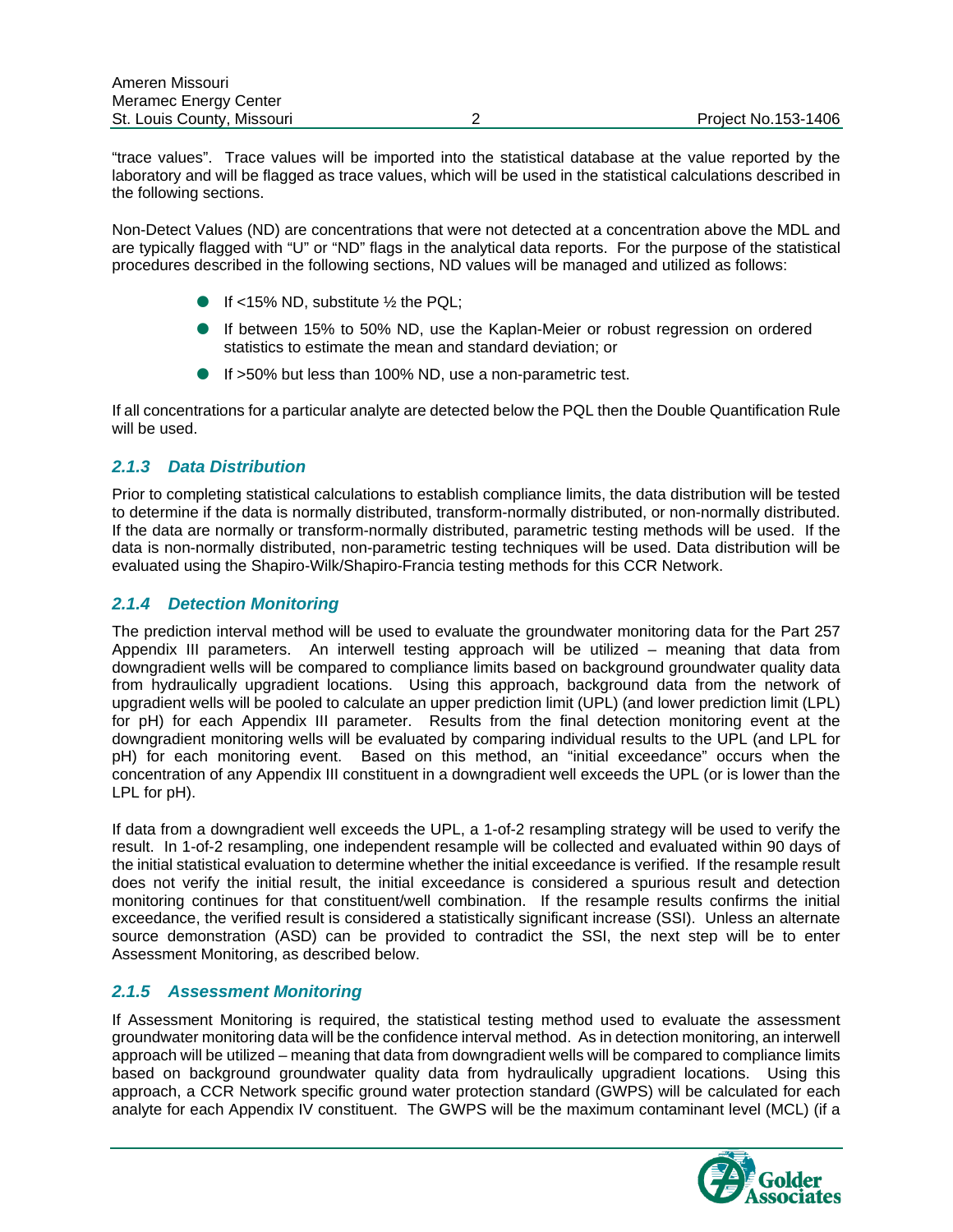"trace values". Trace values will be imported into the statistical database at the value reported by the laboratory and will be flagged as trace values, which will be used in the statistical calculations described in the following sections.

Non-Detect Values (ND) are concentrations that were not detected at a concentration above the MDL and are typically flagged with "U" or "ND" flags in the analytical data reports. For the purpose of the statistical procedures described in the following sections, ND values will be managed and utilized as follows:

- If <15% ND, substitute ½ the PQL;
- If between 15% to 50% ND, use the Kaplan-Meier or robust regression on ordered statistics to estimate the mean and standard deviation; or
- If >50% but less than 100% ND, use a non-parametric test.

If all concentrations for a particular analyte are detected below the PQL then the Double Quantification Rule will be used.

### *2.1.3 Data Distribution*

Prior to completing statistical calculations to establish compliance limits, the data distribution will be tested to determine if the data is normally distributed, transform-normally distributed, or non-normally distributed. If the data are normally or transform-normally distributed, parametric testing methods will be used. If the data is non-normally distributed, non-parametric testing techniques will be used. Data distribution will be evaluated using the Shapiro-Wilk/Shapiro-Francia testing methods for this CCR Network.

### *2.1.4 Detection Monitoring*

The prediction interval method will be used to evaluate the groundwater monitoring data for the Part 257 Appendix III parameters. An interwell testing approach will be utilized – meaning that data from downgradient wells will be compared to compliance limits based on background groundwater quality data from hydraulically upgradient locations. Using this approach, background data from the network of upgradient wells will be pooled to calculate an upper prediction limit (UPL) (and lower prediction limit (LPL) for pH) for each Appendix III parameter. Results from the final detection monitoring event at the downgradient monitoring wells will be evaluated by comparing individual results to the UPL (and LPL for pH) for each monitoring event. Based on this method, an "initial exceedance" occurs when the concentration of any Appendix III constituent in a downgradient well exceeds the UPL (or is lower than the LPL for pH).

If data from a downgradient well exceeds the UPL, a 1-of-2 resampling strategy will be used to verify the result. In 1-of-2 resampling, one independent resample will be collected and evaluated within 90 days of the initial statistical evaluation to determine whether the initial exceedance is verified. If the resample result does not verify the initial result, the initial exceedance is considered a spurious result and detection monitoring continues for that constituent/well combination. If the resample results confirms the initial exceedance, the verified result is considered a statistically significant increase (SSI). Unless an alternate source demonstration (ASD) can be provided to contradict the SSI, the next step will be to enter Assessment Monitoring, as described below.

### *2.1.5 Assessment Monitoring*

If Assessment Monitoring is required, the statistical testing method used to evaluate the assessment groundwater monitoring data will be the confidence interval method. As in detection monitoring, an interwell approach will be utilized – meaning that data from downgradient wells will be compared to compliance limits based on background groundwater quality data from hydraulically upgradient locations. Using this approach, a CCR Network specific ground water protection standard (GWPS) will be calculated for each analyte for each Appendix IV constituent. The GWPS will be the maximum contaminant level (MCL) (if a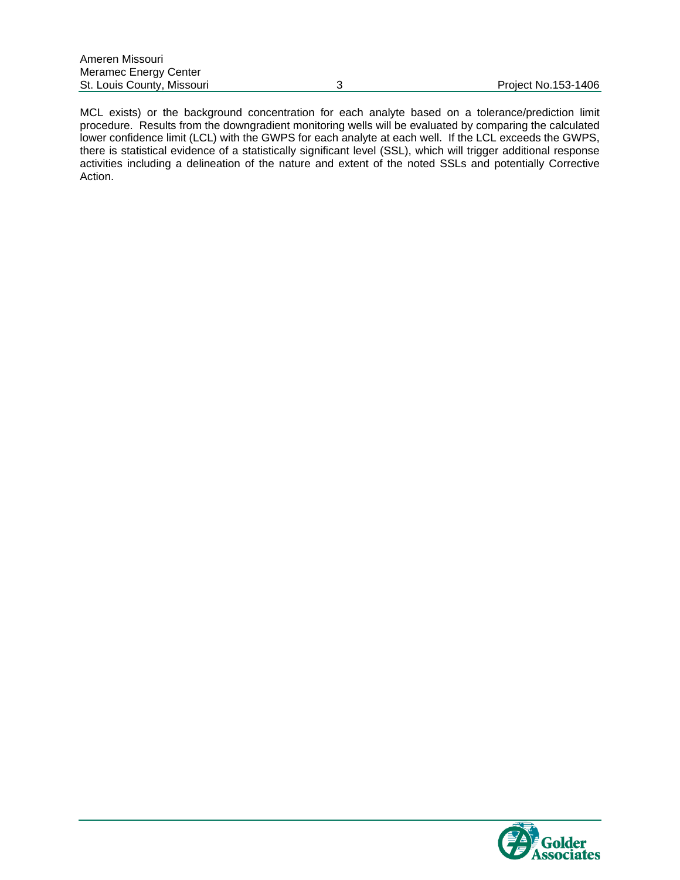MCL exists) or the background concentration for each analyte based on a tolerance/prediction limit procedure. Results from the downgradient monitoring wells will be evaluated by comparing the calculated lower confidence limit (LCL) with the GWPS for each analyte at each well. If the LCL exceeds the GWPS, there is statistical evidence of a statistically significant level (SSL), which will trigger additional response activities including a delineation of the nature and extent of the noted SSLs and potentially Corrective Action.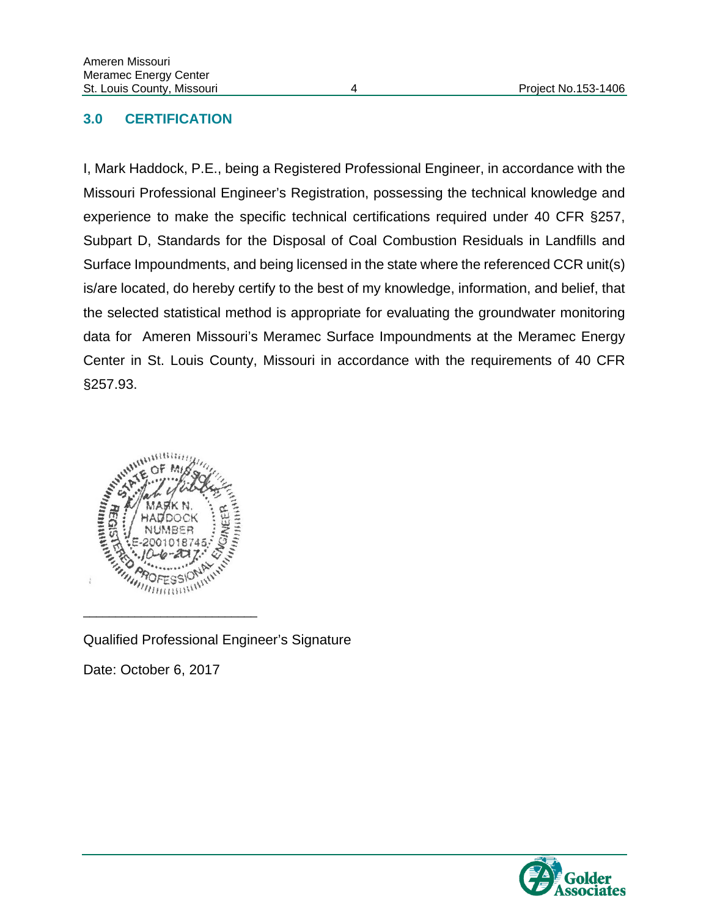## 3.0 CERTIFICATION

I, Mark Haddock, P.E., being a Registered Professional Engineer, in accordance with the Missouri Professional Engineer's Registration, possessing the technical knowledge and experience to make the specific technical certifications required under 40 CFR §257, Subpart D, Standards for the Disposal of Coal Combustion Residuals in Landfills and Surface Impoundments, and being licensed in the state where the referenced CCR unit(s) is/are located, do hereby certify to the best of my knowledge, information, and belief, that the selected statistical method is appropriate for evaluating the groundwater monitoring data for Ameren Missouri's Meramec Surface Impoundments at the Meramec Energy Center in St. Louis County, Missouri in accordance with the requirements of 40 CFR §257.93.

STATE OF MISSOURI
MARK N. HADDOCK
NUMBER
E-2001018745
10-6-2017
REGISTERED PROFESSIONAL ENGINEER

\_\_\_\_\_\_\_\_\_\_\_\_\_\_\_\_\_\_\_\_\_\_\_\_\_\_

Qualified Professional Engineer's Signature

Date: October 6, 2017